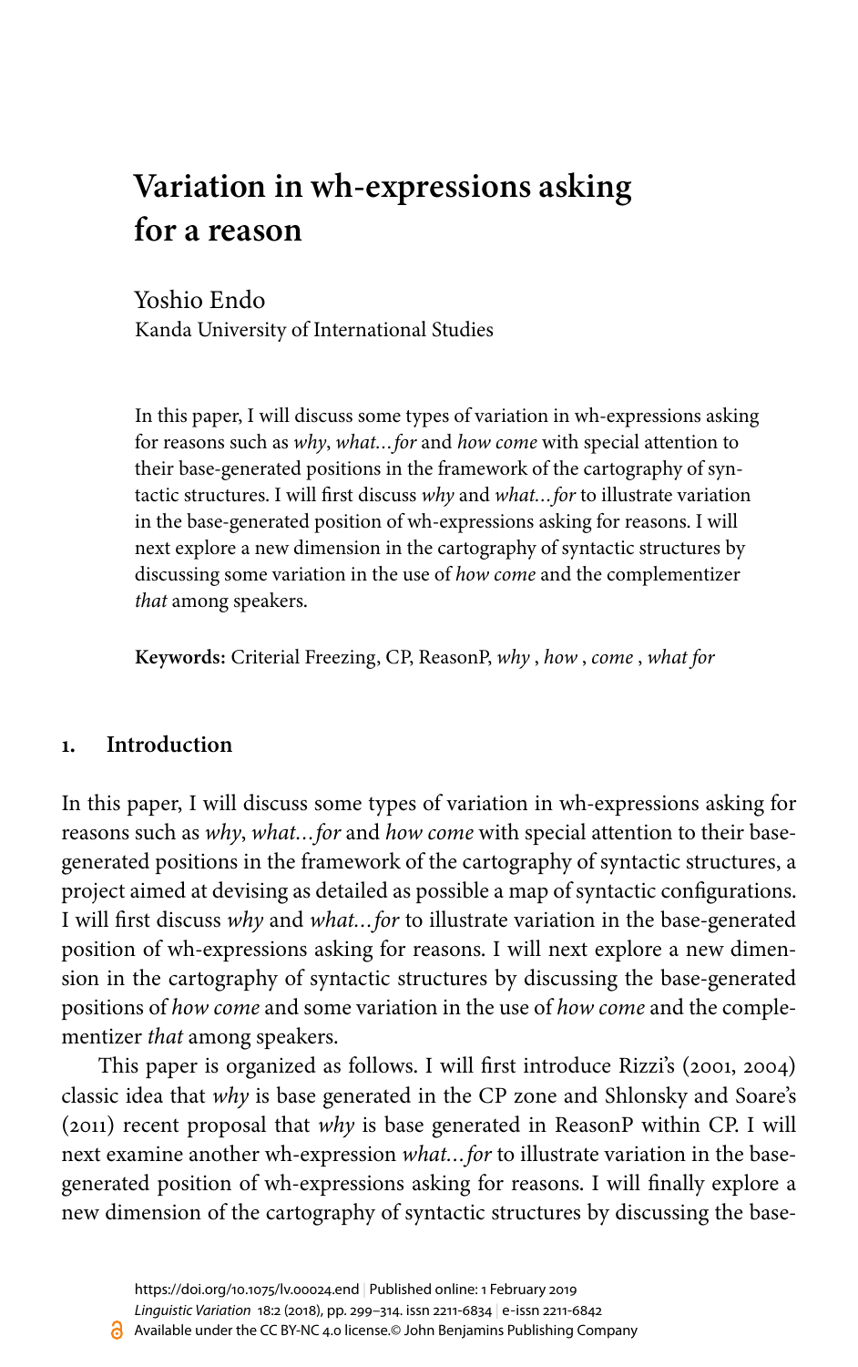# Variation in wh-expressions asking for a reason

Yoshio Endo
Kanda University of International Studies

In this paper, I will discuss some types of variation in wh-expressions asking for reasons such as *why*, *what…for* and *how come* with special attention to their base-generated positions in the framework of the cartography of syntactic structures. I will first discuss *why* and *what…for* to illustrate variation in the base-generated position of wh-expressions asking for reasons. I will next explore a new dimension in the cartography of syntactic structures by discussing some variation in the use of *how come* and the complementizer *that* among speakers.

**Keywords:** Criterial Freezing, CP, ReasonP, *why* , *how* , *come* , *what for*

## 1. Introduction

In this paper, I will discuss some types of variation in wh-expressions asking for reasons such as *why*, *what…for* and *how come* with special attention to their base-generated positions in the framework of the cartography of syntactic structures, a project aimed at devising as detailed as possible a map of syntactic configurations. I will first discuss *why* and *what…for* to illustrate variation in the base-generated position of wh-expressions asking for reasons. I will next explore a new dimension in the cartography of syntactic structures by discussing the base-generated positions of *how come* and some variation in the use of *how come* and the complementizer *that* among speakers.

This paper is organized as follows. I will first introduce Rizzi's (2001, 2004) classic idea that *why* is base generated in the CP zone and Shlonsky and Soare's (2011) recent proposal that *why* is base generated in ReasonP within CP. I will next examine another wh-expression *what…for* to illustrate variation in the base-generated position of wh-expressions asking for reasons. I will finally explore a new dimension of the cartography of syntactic structures by discussing the base-

https://doi.org/10.1075/lv.00024.end | Published online: 1 February 2019
Available under the CC BY-NC 4.0 license.© John Benjamins Publishing Company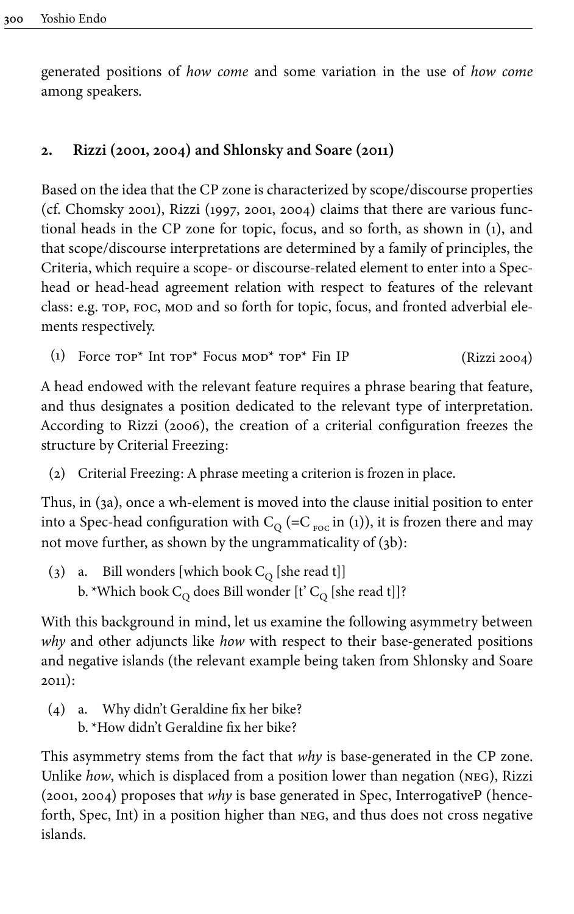generated positions of *how come* and some variation in the use of *how come* among speakers.

## 2. Rizzi (2001, 2004) and Shlonsky and Soare (2011)

Based on the idea that the CP zone is characterized by scope/discourse properties (cf. Chomsky 2001), Rizzi (1997, 2001, 2004) claims that there are various functional heads in the CP zone for topic, focus, and so forth, as shown in (1), and that scope/discourse interpretations are determined by a family of principles, the Criteria, which require a scope- or discourse-related element to enter into a Spec-head or head-head agreement relation with respect to features of the relevant class: e.g. TOP, FOC, MOD and so forth for topic, focus, and fronted adverbial elements respectively.

(1) Force TOP* Int TOP* Focus MOD* TOP* Fin IP (Rizzi 2004)

A head endowed with the relevant feature requires a phrase bearing that feature, and thus designates a position dedicated to the relevant type of interpretation. According to Rizzi (2006), the creation of a criterial configuration freezes the structure by Criterial Freezing:

(2) Criterial Freezing: A phrase meeting a criterion is frozen in place.

Thus, in (3a), once a wh-element is moved into the clause initial position to enter into a Spec-head configuration with $C_Q$ (=$C_{FOC}$ in (1)), it is frozen there and may not move further, as shown by the ungrammaticality of (3b):

(3) a. Bill wonders [which book $C_Q$ [she read t]]
b. *Which book $C_Q$ does Bill wonder [t' $C_Q$ [she read t]]?

With this background in mind, let us examine the following asymmetry between *why* and other adjuncts like *how* with respect to their base-generated positions and negative islands (the relevant example being taken from Shlonsky and Soare 2011):

(4) a. Why didn't Geraldine fix her bike?
b. *How didn't Geraldine fix her bike?

This asymmetry stems from the fact that *why* is base-generated in the CP zone. Unlike *how*, which is displaced from a position lower than negation (NEG), Rizzi (2001, 2004) proposes that *why* is base generated in Spec, InterrogativeP (henceforth, Spec, Int) in a position higher than NEG, and thus does not cross negative islands.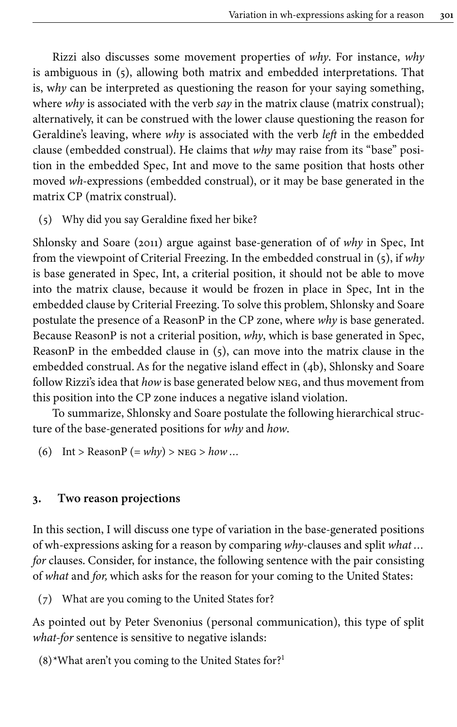Rizzi also discusses some movement properties of *why*. For instance, *why* is ambiguous in (5), allowing both matrix and embedded interpretations. That is, w*hy* can be interpreted as questioning the reason for your saying something, where *why* is associated with the verb *say* in the matrix clause (matrix construal); alternatively, it can be construed with the lower clause questioning the reason for Geraldine's leaving, where *why* is associated with the verb *left* in the embedded clause (embedded construal). He claims that *why* may raise from its "base" position in the embedded Spec, Int and move to the same position that hosts other moved *wh*-expressions (embedded construal), or it may be base generated in the matrix CP (matrix construal).

(5) Why did you say Geraldine fixed her bike?

Shlonsky and Soare (2011) argue against base-generation of of *why* in Spec, Int from the viewpoint of Criterial Freezing. In the embedded construal in (5), if *why* is base generated in Spec, Int, a criterial position, it should not be able to move into the matrix clause, because it would be frozen in place in Spec, Int in the embedded clause by Criterial Freezing. To solve this problem, Shlonsky and Soare postulate the presence of a ReasonP in the CP zone, where *why* is base generated. Because ReasonP is not a criterial position, *why*, which is base generated in Spec, ReasonP in the embedded clause in (5), can move into the matrix clause in the embedded construal. As for the negative island effect in (4b), Shlonsky and Soare follow Rizzi's idea that *how* is base generated below NEG, and thus movement from this position into the CP zone induces a negative island violation.

To summarize, Shlonsky and Soare postulate the following hierarchical structure of the base-generated positions for *why* and *how*.

(6) Int > ReasonP (= *why*) > NEG > *how* ...

## 3. Two reason projections

In this section, I will discuss one type of variation in the base-generated positions of wh-expressions asking for a reason by comparing *why*-clauses and split *what ... for* clauses. Consider, for instance, the following sentence with the pair consisting of *what* and *for,* which asks for the reason for your coming to the United States:

(7) What are you coming to the United States for?

As pointed out by Peter Svenonius (personal communication), this type of split *what-for* sentence is sensitive to negative islands:

(8) *What aren't you coming to the United States for?[1]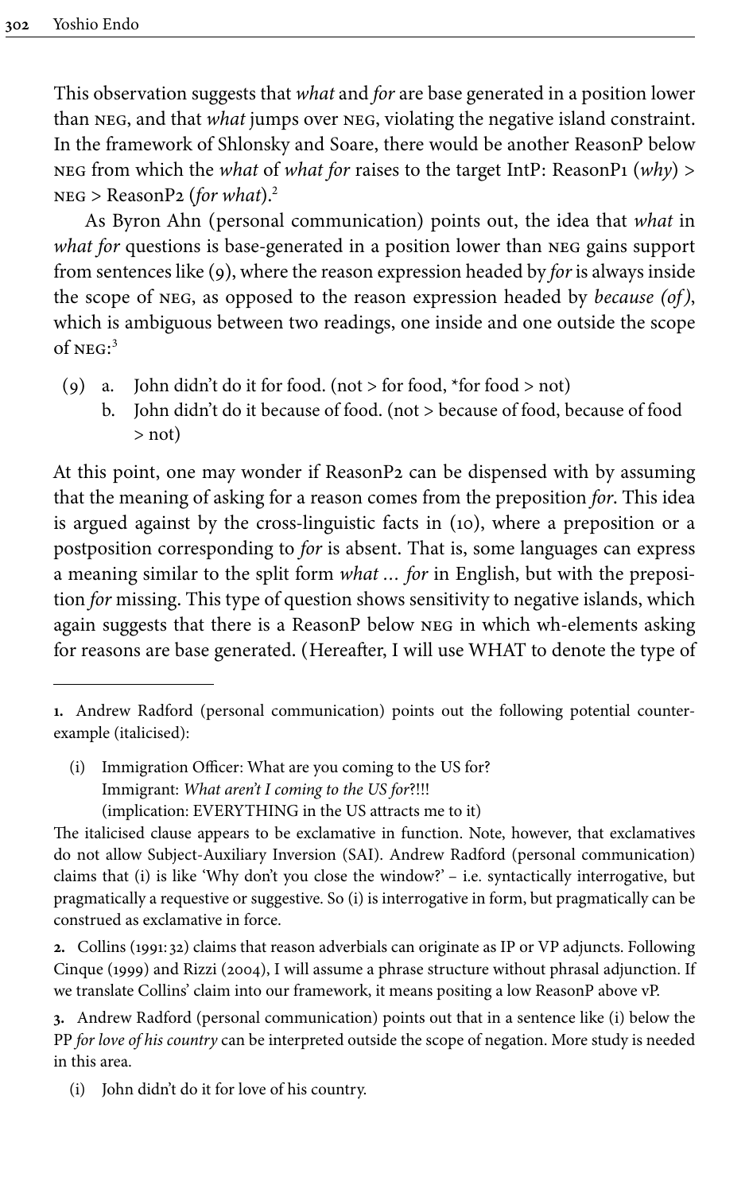This observation suggests that *what* and *for* are base generated in a position lower than NEG, and that *what* jumps over NEG, violating the negative island constraint. In the framework of Shlonsky and Soare, there would be another ReasonP below NEG from which the *what* of *what for* raises to the target IntP: ReasonP1 (*why*) > NEG > ReasonP2 (*for what*).[2]

As Byron Ahn (personal communication) points out, the idea that *what* in *what for* questions is base-generated in a position lower than NEG gains support from sentences like (9), where the reason expression headed by *for* is always inside the scope of NEG, as opposed to the reason expression headed by *because (of)*, which is ambiguous between two readings, one inside and one outside the scope of NEG:[3]

(9) a. John didn't do it for food. (not > for food, *for food > not)
    b. John didn't do it because of food. (not > because of food, because of food > not)

At this point, one may wonder if ReasonP2 can be dispensed with by assuming that the meaning of asking for a reason comes from the preposition *for*. This idea is argued against by the cross-linguistic facts in (10), where a preposition or a postposition corresponding to *for* is absent. That is, some languages can express a meaning similar to the split form *what … for* in English, but with the preposition *for* missing. This type of question shows sensitivity to negative islands, which again suggests that there is a ReasonP below NEG in which wh-elements asking for reasons are base generated. (Hereafter, I will use WHAT to denote the type of

---

**1.** Andrew Radford (personal communication) points out the following potential counterexample (italicised):

(i) Immigration Officer: What are you coming to the US for?
    Immigrant: *What aren't I coming to the US for*?!!!
    (implication: EVERYTHING in the US attracts me to it)

The italicised clause appears to be exclamative in function. Note, however, that exclamatives do not allow Subject-Auxiliary Inversion (SAI). Andrew Radford (personal communication) claims that (i) is like 'Why don't you close the window?' – i.e. syntactically interrogative, but pragmatically a requestive or suggestive. So (i) is interrogative in form, but pragmatically can be construed as exclamative in force.

**2.** Collins (1991: 32) claims that reason adverbials can originate as IP or VP adjuncts. Following Cinque (1999) and Rizzi (2004), I will assume a phrase structure without phrasal adjunction. If we translate Collins' claim into our framework, it means positing a low ReasonP above vP.

**3.** Andrew Radford (personal communication) points out that in a sentence like (i) below the PP *for love of his country* can be interpreted outside the scope of negation. More study is needed in this area.

(i) John didn't do it for love of his country.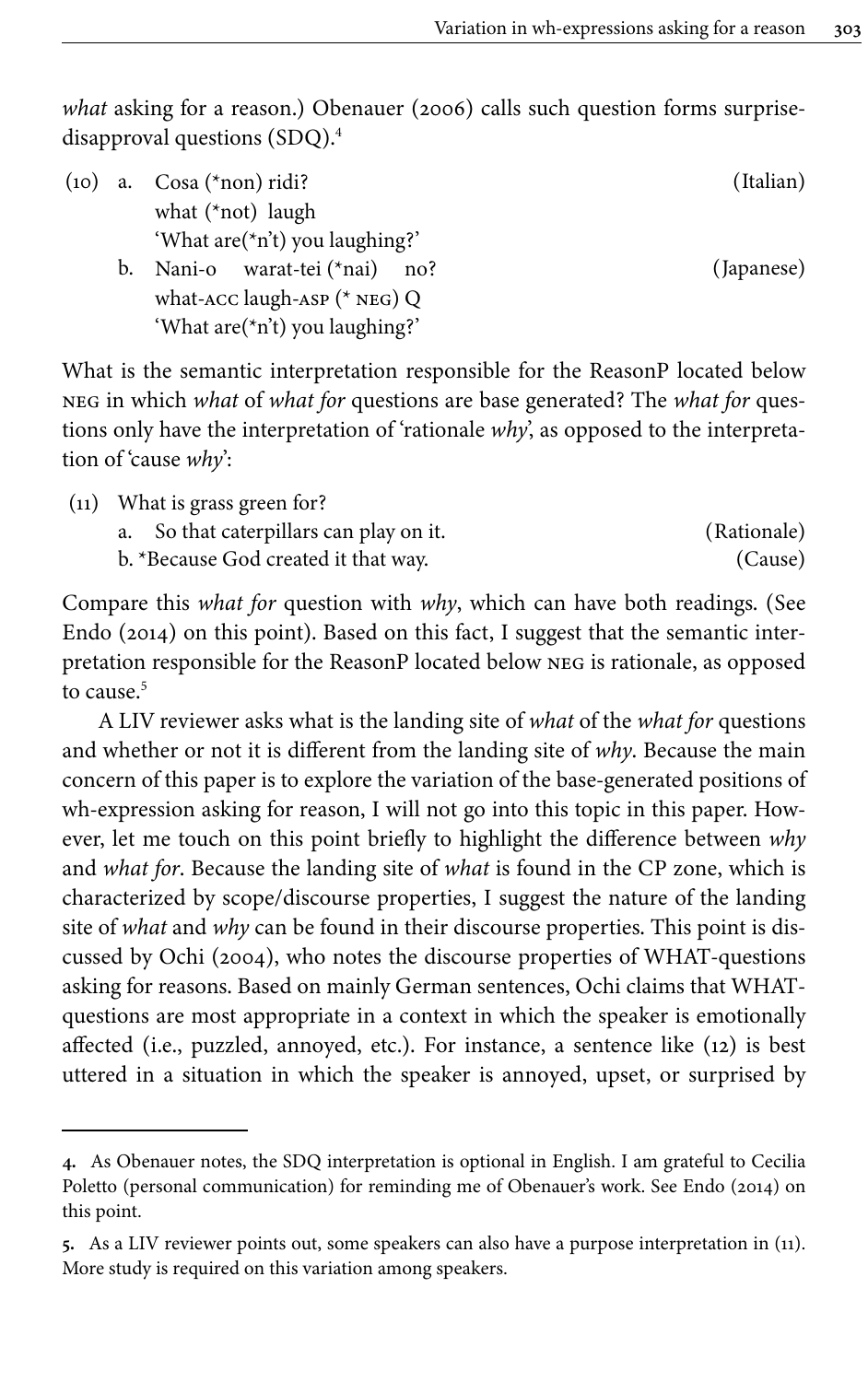*what* asking for a reason.) Obenauer (2006) calls such question forms surprise-disapproval questions (SDQ).[4]

(10) a. Cosa (*non) ridi? (Italian)
what (*not) laugh
'What are(*n't) you laughing?'

b. Nani-o warat-tei (*nai) no? (Japanese)
what-ACC laugh-ASP (* NEG) Q
'What are(*n't) you laughing?'

What is the semantic interpretation responsible for the ReasonP located below NEG in which *what* of *what for* questions are base generated? The *what for* questions only have the interpretation of 'rationale *why*', as opposed to the interpretation of 'cause *why*':

(11) What is grass green for?
a. So that caterpillars can play on it. (Rationale)
b. *Because God created it that way. (Cause)

Compare this *what for* question with *why*, which can have both readings. (See Endo (2014) on this point). Based on this fact, I suggest that the semantic interpretation responsible for the ReasonP located below NEG is rationale, as opposed to cause.[5]

A LIV reviewer asks what is the landing site of *what* of the *what for* questions and whether or not it is different from the landing site of *why*. Because the main concern of this paper is to explore the variation of the base-generated positions of wh-expression asking for reason, I will not go into this topic in this paper. However, let me touch on this point briefly to highlight the difference between *why* and *what for*. Because the landing site of *what* is found in the CP zone, which is characterized by scope/discourse properties, I suggest the nature of the landing site of *what* and *why* can be found in their discourse properties. This point is discussed by Ochi (2004), who notes the discourse properties of WHAT-questions asking for reasons. Based on mainly German sentences, Ochi claims that WHAT-questions are most appropriate in a context in which the speaker is emotionally affected (i.e., puzzled, annoyed, etc.). For instance, a sentence like (12) is best uttered in a situation in which the speaker is annoyed, upset, or surprised by

---

4. As Obenauer notes, the SDQ interpretation is optional in English. I am grateful to Cecilia Poletto (personal communication) for reminding me of Obenauer's work. See Endo (2014) on this point.

5. As a LIV reviewer points out, some speakers can also have a purpose interpretation in (11). More study is required on this variation among speakers.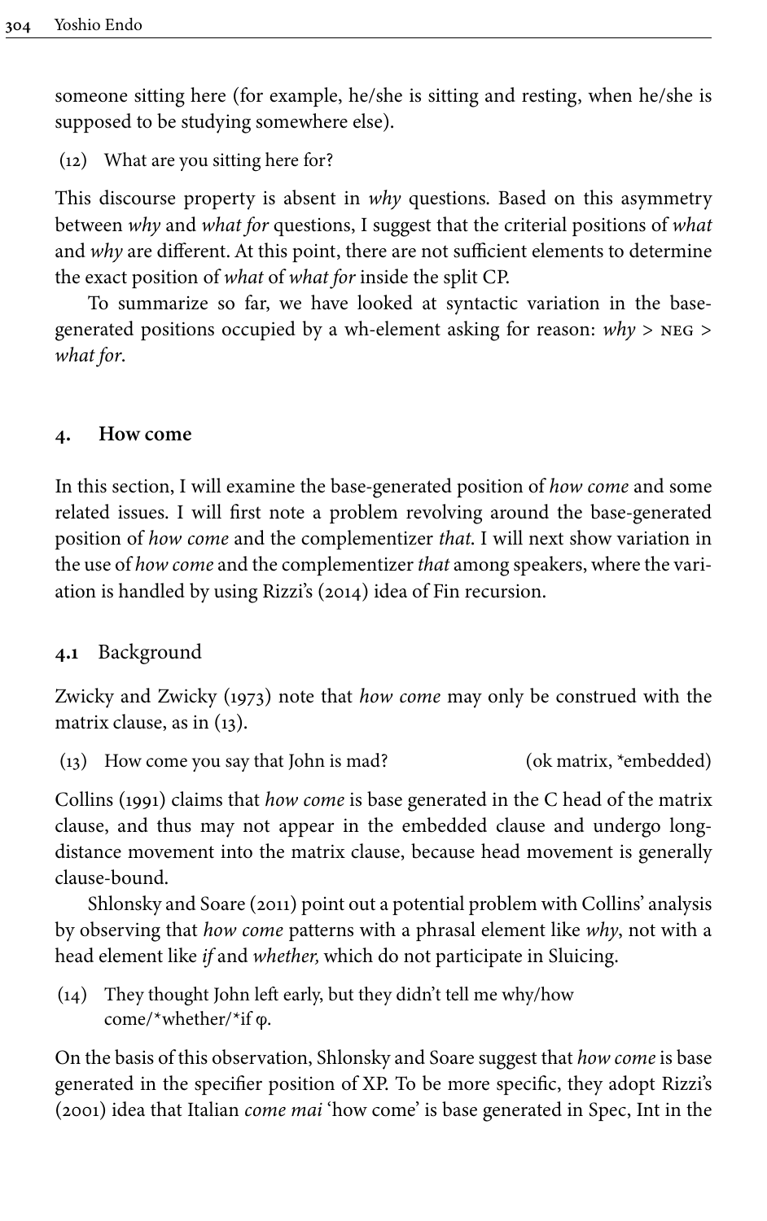someone sitting here (for example, he/she is sitting and resting, when he/she is supposed to be studying somewhere else).

(12) What are you sitting here for?

This discourse property is absent in *why* questions. Based on this asymmetry between *why* and *what for* questions, I suggest that the criterial positions of *what* and *why* are different. At this point, there are not sufficient elements to determine the exact position of *what* of *what for* inside the split CP.

To summarize so far, we have looked at syntactic variation in the base-generated positions occupied by a wh-element asking for reason: *why* > NEG > *what for*.

## 4. How come

In this section, I will examine the base-generated position of *how come* and some related issues. I will first note a problem revolving around the base-generated position of *how come* and the complementizer *that*. I will next show variation in the use of *how come* and the complementizer *that* among speakers, where the variation is handled by using Rizzi's (2014) idea of Fin recursion.

### 4.1 Background

Zwicky and Zwicky (1973) note that *how come* may only be construed with the matrix clause, as in (13).

(13) How come you say that John is mad? (ok matrix, *embedded)

Collins (1991) claims that *how come* is base generated in the C head of the matrix clause, and thus may not appear in the embedded clause and undergo long-distance movement into the matrix clause, because head movement is generally clause-bound.

Shlonsky and Soare (2011) point out a potential problem with Collins' analysis by observing that *how come* patterns with a phrasal element like *why*, not with a head element like *if* and *whether,* which do not participate in Sluicing.

(14) They thought John left early, but they didn't tell me why/how come/*whether/*if φ.

On the basis of this observation, Shlonsky and Soare suggest that *how come* is base generated in the specifier position of XP. To be more specific, they adopt Rizzi's (2001) idea that Italian *come mai* 'how come' is base generated in Spec, Int in the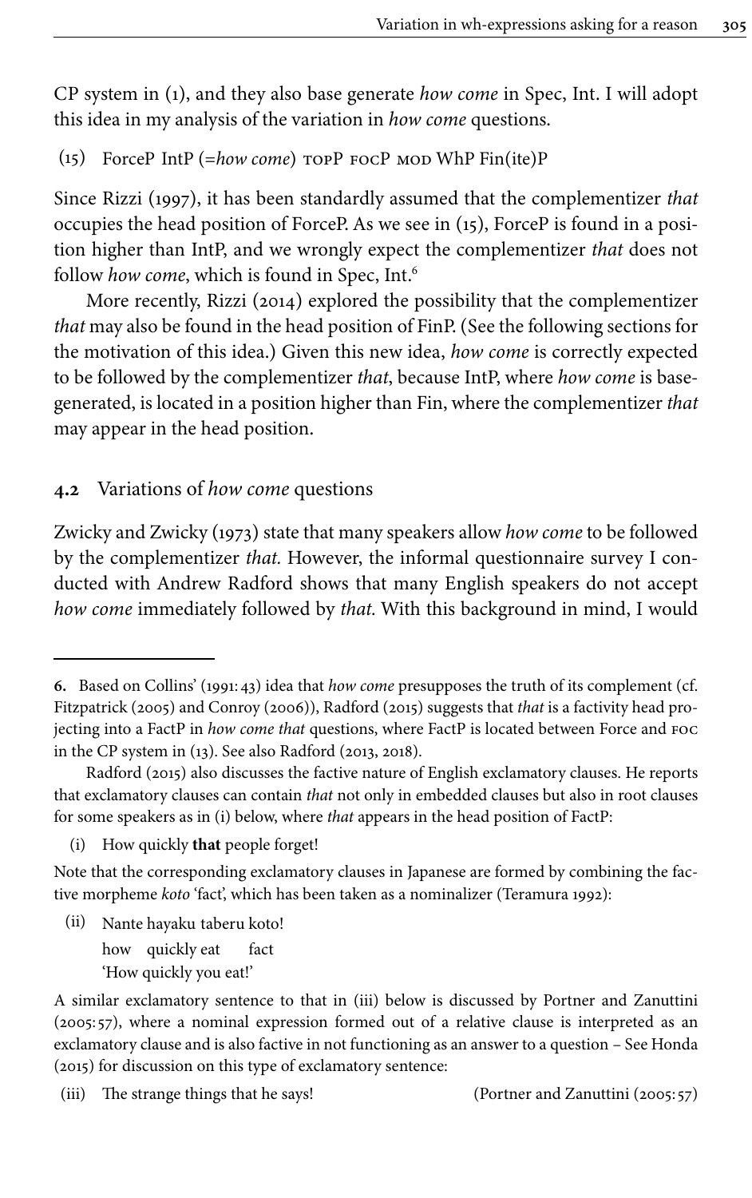CP system in (1), and they also base generate *how come* in Spec, Int. I will adopt this idea in my analysis of the variation in *how come* questions.

(15) ForceP IntP (=*how come*) TOPP FOCP MOD WhP Fin(ite)P

Since Rizzi (1997), it has been standardly assumed that the complementizer *that* occupies the head position of ForceP. As we see in (15), ForceP is found in a position higher than IntP, and we wrongly expect the complementizer *that* does not follow *how come*, which is found in Spec, Int.[6]

More recently, Rizzi (2014) explored the possibility that the complementizer *that* may also be found in the head position of FinP. (See the following sections for the motivation of this idea.) Given this new idea, *how come* is correctly expected to be followed by the complementizer *that*, because IntP, where *how come* is base-generated, is located in a position higher than Fin, where the complementizer *that* may appear in the head position.

## 4.2 Variations of *how come* questions

Zwicky and Zwicky (1973) state that many speakers allow *how come* to be followed by the complementizer *that.* However, the informal questionnaire survey I conducted with Andrew Radford shows that many English speakers do not accept *how come* immediately followed by *that.* With this background in mind, I would

---

**6.** Based on Collins' (1991: 43) idea that *how come* presupposes the truth of its complement (cf. Fitzpatrick (2005) and Conroy (2006)), Radford (2015) suggests that *that* is a factivity head projecting into a FactP in *how come that* questions, where FactP is located between Force and FOC in the CP system in (13). See also Radford (2013, 2018).

Radford (2015) also discusses the factive nature of English exclamatory clauses. He reports that exclamatory clauses can contain *that* not only in embedded clauses but also in root clauses for some speakers as in (i) below, where *that* appears in the head position of FactP:

(i) How quickly **that** people forget!

Note that the corresponding exclamatory clauses in Japanese are formed by combining the factive morpheme *koto* 'fact', which has been taken as a nominalizer (Teramura 1992):

(ii) Nante hayaku taberu koto!
how quickly eat fact
'How quickly you eat!'

A similar exclamatory sentence to that in (iii) below is discussed by Portner and Zanuttini (2005: 57), where a nominal expression formed out of a relative clause is interpreted as an exclamatory clause and is also factive in not functioning as an answer to a question – See Honda (2015) for discussion on this type of exclamatory sentence:

(iii) The strange things that he says! (Portner and Zanuttini (2005: 57)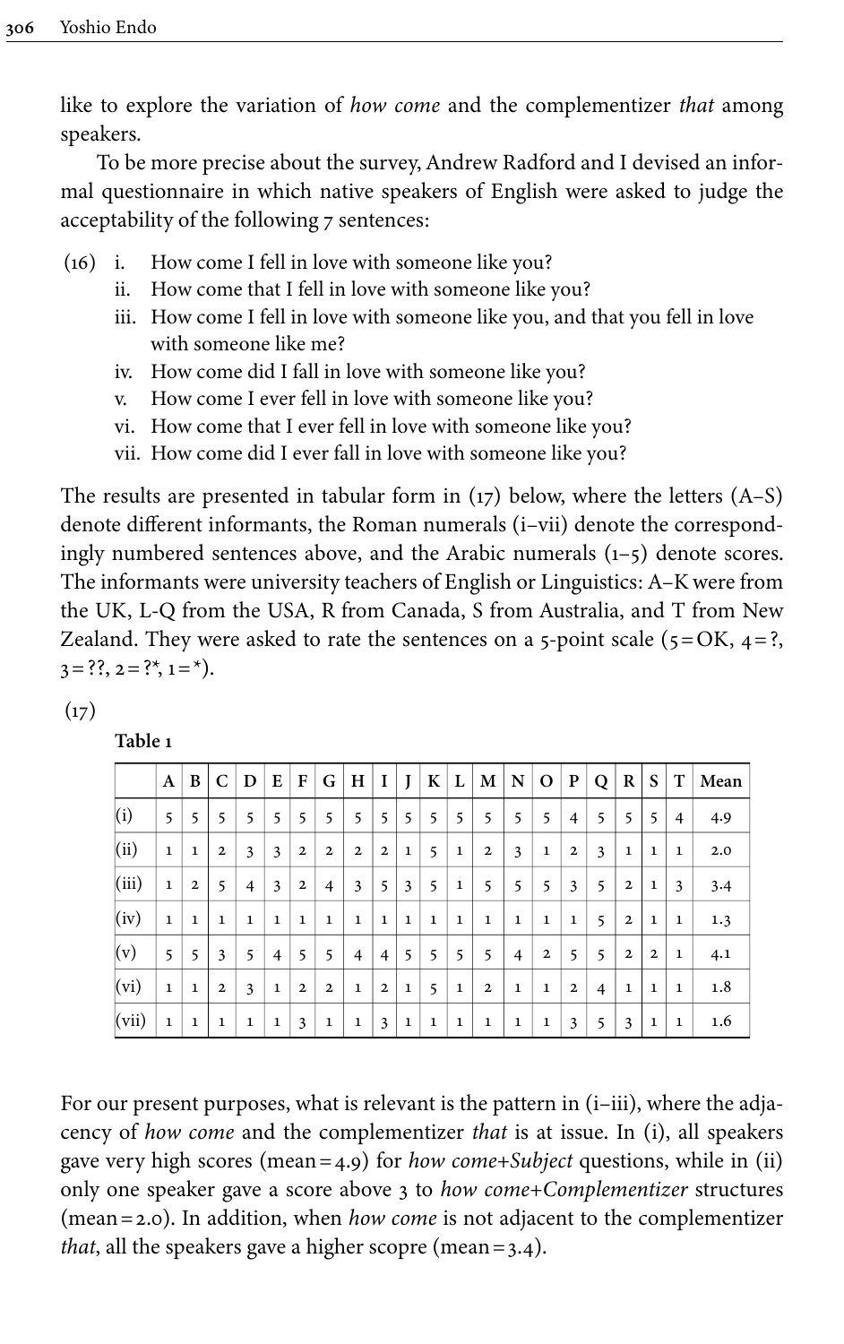like to explore the variation of *how come* and the complementizer *that* among speakers.

To be more precise about the survey, Andrew Radford and I devised an informal questionnaire in which native speakers of English were asked to judge the acceptability of the following 7 sentences:

(16) i. How come I fell in love with someone like you?
 ii. How come that I fell in love with someone like you?
 iii. How come I fell in love with someone like you, and that you fell in love with someone like me?
 iv. How come did I fall in love with someone like you?
 v. How come I ever fell in love with someone like you?
 vi. How come that I ever fell in love with someone like you?
 vii. How come did I ever fall in love with someone like you?

The results are presented in tabular form in (17) below, where the letters (A–S) denote different informants, the Roman numerals (i–vii) denote the correspondingly numbered sentences above, and the Arabic numerals (1–5) denote scores. The informants were university teachers of English or Linguistics: A–K were from the UK, L-Q from the USA, R from Canada, S from Australia, and T from New Zealand. They were asked to rate the sentences on a 5-point scale (5 = OK, 4 = ?, 3 = ??, 2 = ?*, 1 = *).

(17)

**Table 1**

| | A | B | C | D | E | F | G | H | I | J | K | L | M | N | O | P | Q | R | S | T | Mean |
|---|---|---|---|---|---|---|---|---|---|---|---|---|---|---|---|---|---|---|---|---|---|
| (i) | 5 | 5 | 5 | 5 | 5 | 5 | 5 | 5 | 5 | 5 | 5 | 5 | 5 | 5 | 5 | 4 | 5 | 5 | 5 | 4 | 4.9 |
| (ii) | 1 | 1 | 2 | 3 | 3 | 2 | 2 | 2 | 2 | 1 | 5 | 1 | 2 | 3 | 1 | 2 | 3 | 1 | 1 | 1 | 2.0 |
| (iii) | 1 | 2 | 5 | 4 | 3 | 2 | 4 | 3 | 5 | 3 | 5 | 1 | 5 | 5 | 5 | 3 | 5 | 2 | 1 | 3 | 3.4 |
| (iv) | 1 | 1 | 1 | 1 | 1 | 1 | 1 | 1 | 1 | 1 | 1 | 1 | 1 | 1 | 1 | 1 | 5 | 2 | 1 | 1 | 1.3 |
| (v) | 5 | 5 | 3 | 5 | 4 | 5 | 5 | 4 | 4 | 5 | 5 | 5 | 5 | 4 | 2 | 5 | 5 | 2 | 2 | 1 | 4.1 |
| (vi) | 1 | 1 | 2 | 3 | 1 | 2 | 2 | 1 | 2 | 1 | 5 | 1 | 2 | 1 | 1 | 2 | 4 | 1 | 1 | 1 | 1.8 |
| (vii) | 1 | 1 | 1 | 1 | 1 | 3 | 1 | 1 | 3 | 1 | 1 | 1 | 1 | 1 | 1 | 3 | 5 | 3 | 1 | 1 | 1.6 |

For our present purposes, what is relevant is the pattern in (i–iii), where the adjacency of *how come* and the complementizer *that* is at issue. In (i), all speakers gave very high scores (mean = 4.9) for *how come+Subject* questions, while in (ii) only one speaker gave a score above 3 to *how come+Complementizer* structures (mean = 2.0). In addition, when *how come* is not adjacent to the complementizer *that*, all the speakers gave a higher scopre (mean = 3.4).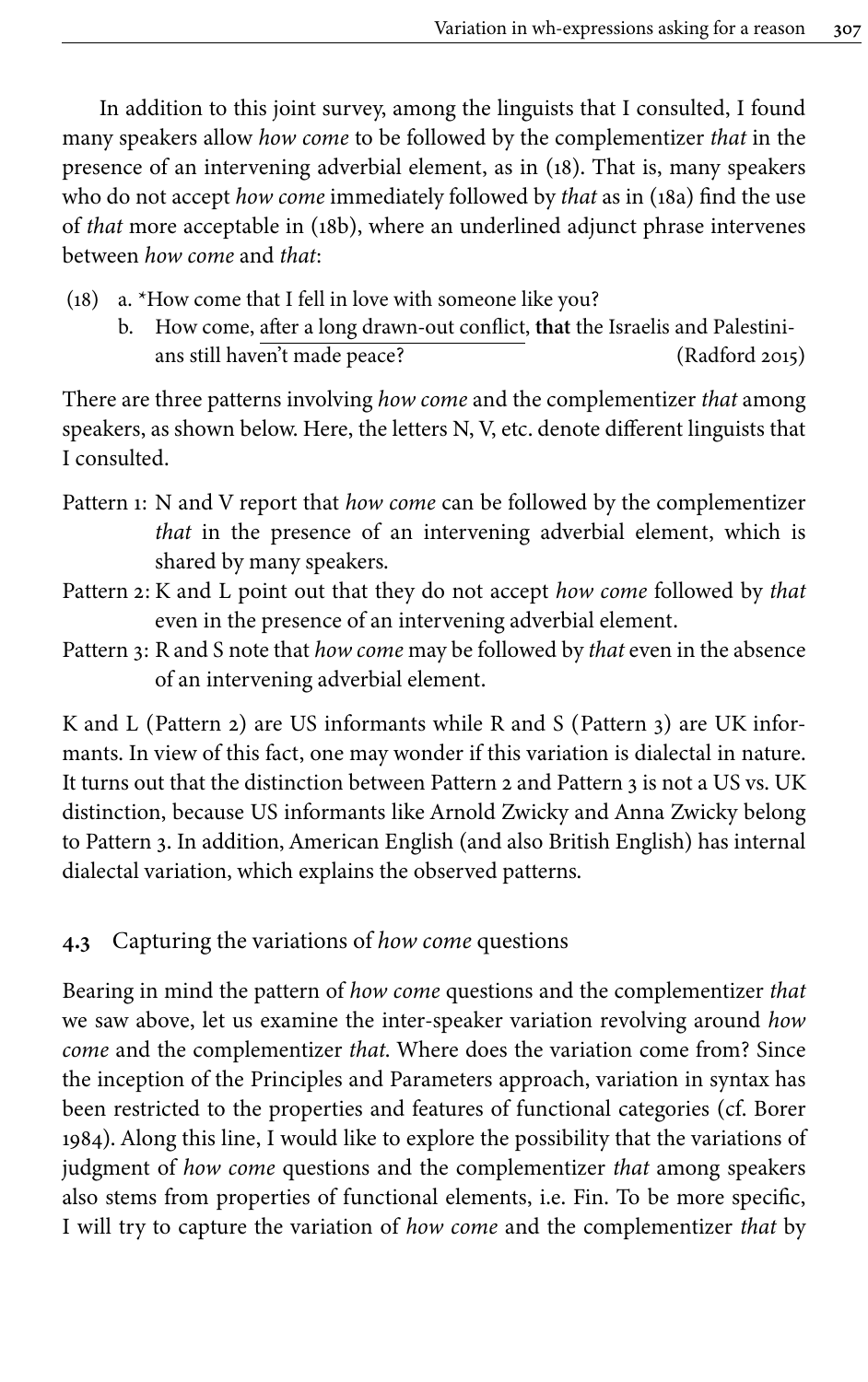In addition to this joint survey, among the linguists that I consulted, I found many speakers allow *how come* to be followed by the complementizer *that* in the presence of an intervening adverbial element, as in (18). That is, many speakers who do not accept *how come* immediately followed by *that* as in (18a) find the use of *that* more acceptable in (18b), where an underlined adjunct phrase intervenes between *how come* and *that*:

(18) a. *How come that I fell in love with someone like you?
  b. How come, <u>after a long drawn-out conflict</u>, **that** the Israelis and Palestinians still haven't made peace? (Radford 2015)

There are three patterns involving *how come* and the complementizer *that* among speakers, as shown below. Here, the letters N, V, etc. denote different linguists that I consulted.

Pattern 1: N and V report that *how come* can be followed by the complementizer *that* in the presence of an intervening adverbial element, which is shared by many speakers.

Pattern 2: K and L point out that they do not accept *how come* followed by *that* even in the presence of an intervening adverbial element.

Pattern 3: R and S note that *how come* may be followed by *that* even in the absence of an intervening adverbial element.

K and L (Pattern 2) are US informants while R and S (Pattern 3) are UK informants. In view of this fact, one may wonder if this variation is dialectal in nature. It turns out that the distinction between Pattern 2 and Pattern 3 is not a US vs. UK distinction, because US informants like Arnold Zwicky and Anna Zwicky belong to Pattern 3. In addition, American English (and also British English) has internal dialectal variation, which explains the observed patterns.

### 4.3 Capturing the variations of *how come* questions

Bearing in mind the pattern of *how come* questions and the complementizer *that* we saw above, let us examine the inter-speaker variation revolving around *how come* and the complementizer *that*. Where does the variation come from? Since the inception of the Principles and Parameters approach, variation in syntax has been restricted to the properties and features of functional categories (cf. Borer 1984). Along this line, I would like to explore the possibility that the variations of judgment of *how come* questions and the complementizer *that* among speakers also stems from properties of functional elements, i.e. Fin. To be more specific, I will try to capture the variation of *how come* and the complementizer *that* by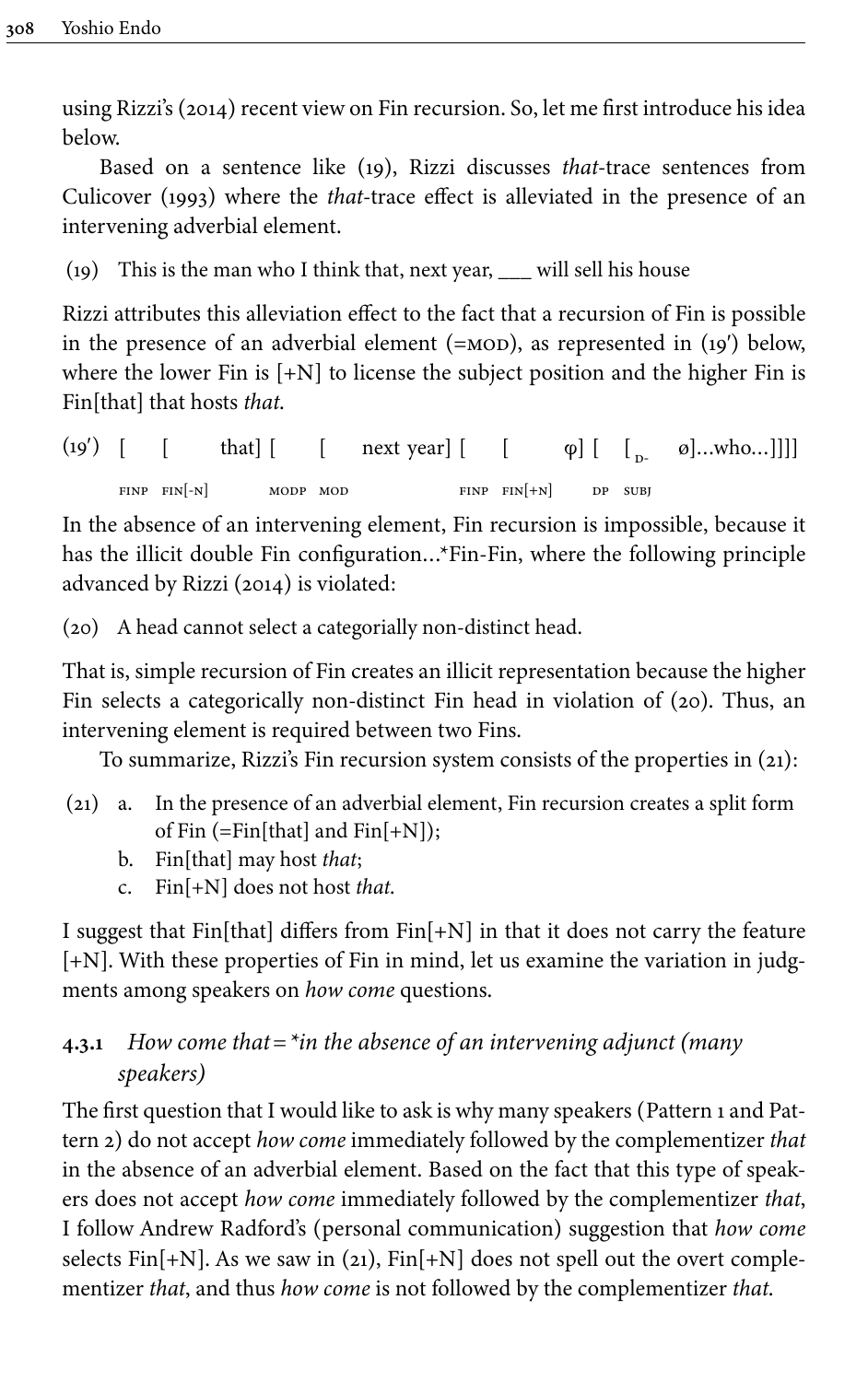using Rizzi's (2014) recent view on Fin recursion. So, let me first introduce his idea below.

Based on a sentence like (19), Rizzi discusses *that*-trace sentences from Culicover (1993) where the *that*-trace effect is alleviated in the presence of an intervening adverbial element.

(19) This is the man who I think that, next year, ___ will sell his house

Rizzi attributes this alleviation effect to the fact that a recursion of Fin is possible in the presence of an adverbial element (=MOD), as represented in (19′) below, where the lower Fin is [+N] to license the subject position and the higher Fin is Fin[that] that hosts *that*.

(19′) [$_{\text{FINP}}$ [$_{\text{FIN[-N]}}$ that] [$_{\text{MODP}}$ [$_{\text{MOD}}$ next year] [$_{\text{FINP}}$ [$_{\text{FIN[+N]}}$ φ] [$_{\text{DP}}$ [$_{\text{D-SUBJ}}$ ø]…who…]]]]

In the absence of an intervening element, Fin recursion is impossible, because it has the illicit double Fin configuration…*Fin-Fin, where the following principle advanced by Rizzi (2014) is violated:

(20) A head cannot select a categorially non-distinct head.

That is, simple recursion of Fin creates an illicit representation because the higher Fin selects a categorically non-distinct Fin head in violation of (20). Thus, an intervening element is required between two Fins.

To summarize, Rizzi's Fin recursion system consists of the properties in (21):

(21) a. In the presence of an adverbial element, Fin recursion creates a split form of Fin (=Fin[that] and Fin[+N]);
b. Fin[that] may host *that*;
c. Fin[+N] does not host *that*.

I suggest that Fin[that] differs from Fin[+N] in that it does not carry the feature [+N]. With these properties of Fin in mind, let us examine the variation in judgments among speakers on *how come* questions.

### 4.3.1 *How come that=*in the absence of an intervening adjunct (many speakers)*

The first question that I would like to ask is why many speakers (Pattern 1 and Pattern 2) do not accept *how come* immediately followed by the complementizer *that* in the absence of an adverbial element. Based on the fact that this type of speakers does not accept *how come* immediately followed by the complementizer *that*, I follow Andrew Radford's (personal communication) suggestion that *how come* selects Fin[+N]. As we saw in (21), Fin[+N] does not spell out the overt complementizer *that*, and thus *how come* is not followed by the complementizer *that*.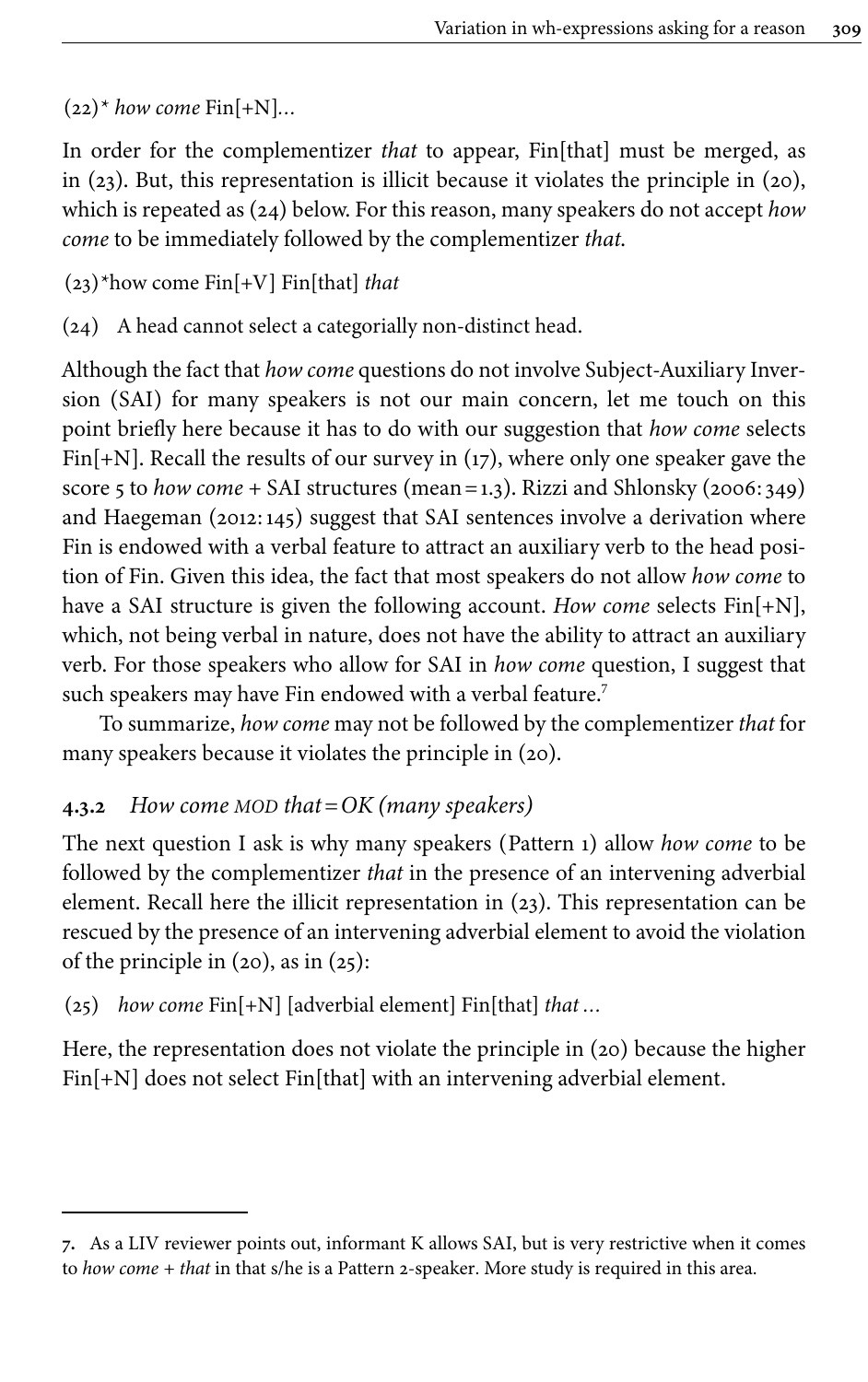(22)* *how come* Fin[+N]...

In order for the complementizer *that* to appear, Fin[that] must be merged, as in (23). But, this representation is illicit because it violates the principle in (20), which is repeated as (24) below. For this reason, many speakers do not accept *how come* to be immediately followed by the complementizer *that*.

(23)*how come Fin[+V] Fin[that] *that*

(24) A head cannot select a categorially non-distinct head.

Although the fact that *how come* questions do not involve Subject-Auxiliary Inversion (SAI) for many speakers is not our main concern, let me touch on this point briefly here because it has to do with our suggestion that *how come* selects Fin[+N]. Recall the results of our survey in (17), where only one speaker gave the score 5 to *how come* + SAI structures (mean = 1.3). Rizzi and Shlonsky (2006: 349) and Haegeman (2012: 145) suggest that SAI sentences involve a derivation where Fin is endowed with a verbal feature to attract an auxiliary verb to the head position of Fin. Given this idea, the fact that most speakers do not allow *how come* to have a SAI structure is given the following account. *How come* selects Fin[+N], which, not being verbal in nature, does not have the ability to attract an auxiliary verb. For those speakers who allow for SAI in *how come* question, I suggest that such speakers may have Fin endowed with a verbal feature.[7]

To summarize, *how come* may not be followed by the complementizer *that* for many speakers because it violates the principle in (20).

### 4.3.2 *How come MOD that = OK (many speakers)*

The next question I ask is why many speakers (Pattern 1) allow *how come* to be followed by the complementizer *that* in the presence of an intervening adverbial element. Recall here the illicit representation in (23). This representation can be rescued by the presence of an intervening adverbial element to avoid the violation of the principle in (20), as in (25):

(25) *how come* Fin[+N] [adverbial element] Fin[that] *that*...

Here, the representation does not violate the principle in (20) because the higher Fin[+N] does not select Fin[that] with an intervening adverbial element.

---

7. As a LIV reviewer points out, informant K allows SAI, but is very restrictive when it comes to *how come + that* in that s/he is a Pattern 2-speaker. More study is required in this area.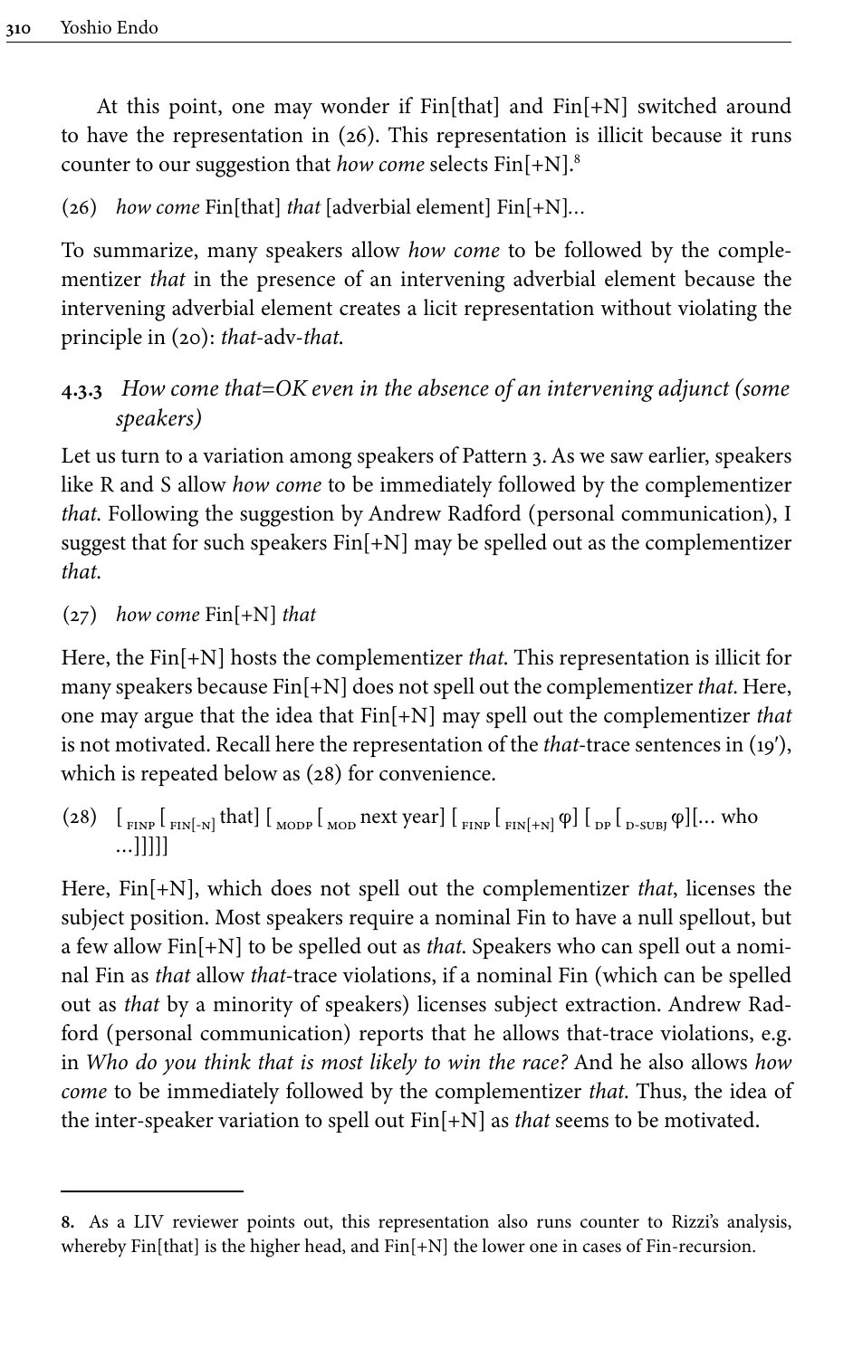At this point, one may wonder if Fin[that] and Fin[+N] switched around to have the representation in (26). This representation is illicit because it runs counter to our suggestion that *how come* selects Fin[+N].[8]

(26) *how come* Fin[that] *that* [adverbial element] Fin[+N]…

To summarize, many speakers allow *how come* to be followed by the complementizer *that* in the presence of an intervening adverbial element because the intervening adverbial element creates a licit representation without violating the principle in (20): *that*-adv-*that*.

### 4.3.3 *How come that=OK even in the absence of an intervening adjunct (some speakers)*

Let us turn to a variation among speakers of Pattern 3. As we saw earlier, speakers like R and S allow *how come* to be immediately followed by the complementizer *that*. Following the suggestion by Andrew Radford (personal communication), I suggest that for such speakers Fin[+N] may be spelled out as the complementizer *that*.

(27) *how come* Fin[+N] *that*

Here, the Fin[+N] hosts the complementizer *that*. This representation is illicit for many speakers because Fin[+N] does not spell out the complementizer *that*. Here, one may argue that the idea that Fin[+N] may spell out the complementizer *that* is not motivated. Recall here the representation of the *that*-trace sentences in (19′), which is repeated below as (28) for convenience.

(28) [$_{\text{FINP}}$ [$_{\text{FIN[-N]}}$ that] [$_{\text{MODP}}$ [$_{\text{MOD}}$ next year] [$_{\text{FINP}}$ [$_{\text{FIN[+N]}}$ φ] [$_{\text{DP}}$ [$_{\text{D-SUBJ}}$ φ][… who …]]]]]

Here, Fin[+N], which does not spell out the complementizer *that*, licenses the subject position. Most speakers require a nominal Fin to have a null spellout, but a few allow Fin[+N] to be spelled out as *that*. Speakers who can spell out a nominal Fin as *that* allow *that*-trace violations, if a nominal Fin (which can be spelled out as *that* by a minority of speakers) licenses subject extraction. Andrew Radford (personal communication) reports that he allows that-trace violations, e.g. in *Who do you think that is most likely to win the race?* And he also allows *how come* to be immediately followed by the complementizer *that*. Thus, the idea of the inter-speaker variation to spell out Fin[+N] as *that* seems to be motivated.

---

**8.** As a LIV reviewer points out, this representation also runs counter to Rizzi's analysis, whereby Fin[that] is the higher head, and Fin[+N] the lower one in cases of Fin-recursion.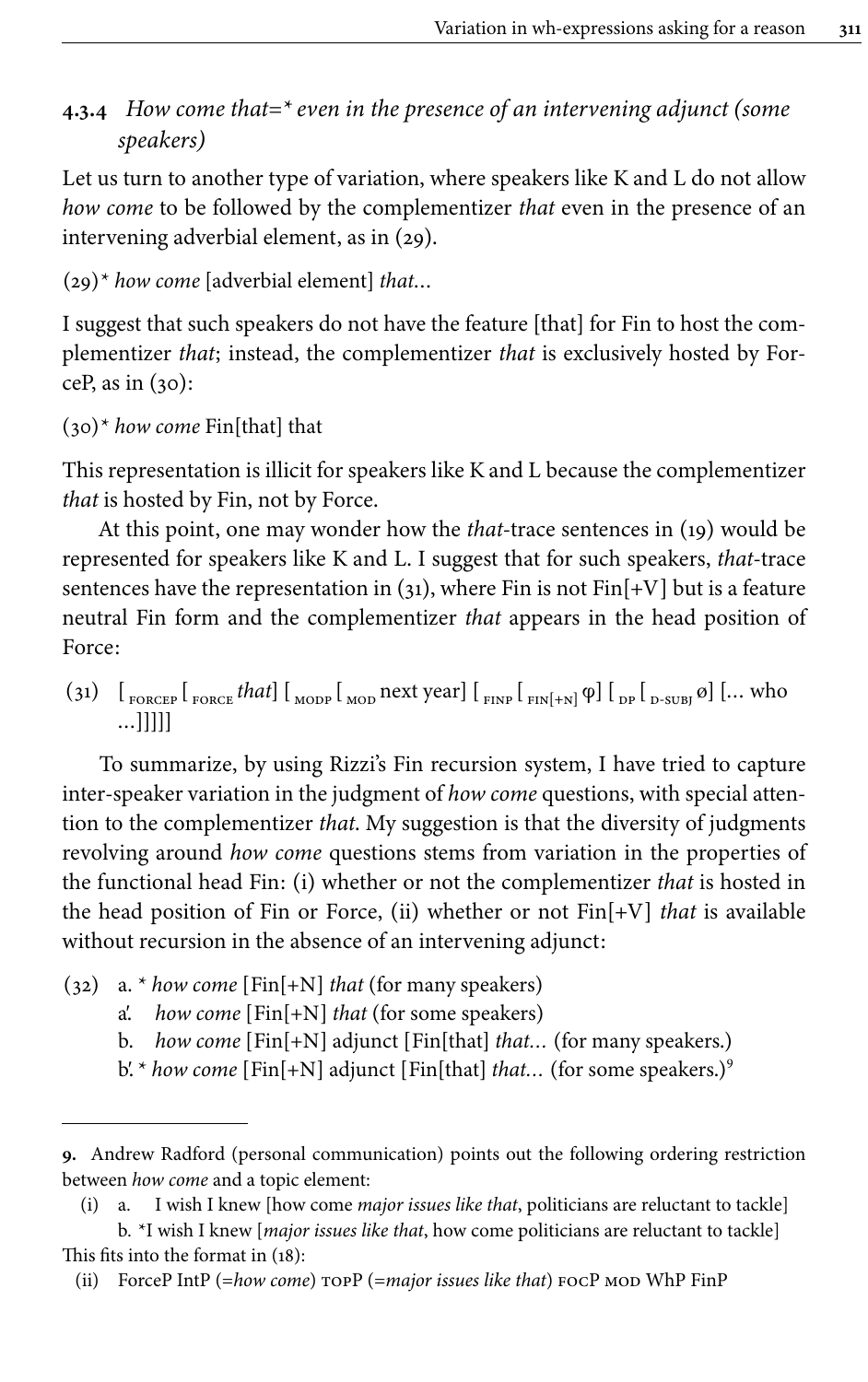#### 4.3.4 *How come that=\* even in the presence of an intervening adjunct (some speakers)*

Let us turn to another type of variation, where speakers like K and L do not allow *how come* to be followed by the complementizer *that* even in the presence of an intervening adverbial element, as in (29).

(29) * *how come* [adverbial element] *that…*

I suggest that such speakers do not have the feature [that] for Fin to host the complementizer *that*; instead, the complementizer *that* is exclusively hosted by ForceP, as in (30):

(30) * *how come* Fin[that] that

This representation is illicit for speakers like K and L because the complementizer *that* is hosted by Fin, not by Force.

At this point, one may wonder how the *that*-trace sentences in (19) would be represented for speakers like K and L. I suggest that for such speakers, *that*-trace sentences have the representation in (31), where Fin is not Fin[+V] but is a feature neutral Fin form and the complementizer *that* appears in the head position of Force:

(31) [$_{\text{FORCEP}}$ [$_{\text{FORCE}}$ *that*] [$_{\text{MODP}}$ [$_{\text{MOD}}$ next year] [$_{\text{FINP}}$ [$_{\text{FIN[+N]}}$ φ] [$_{\text{DP}}$ [$_{\text{D-SUBJ}}$ ø] [… who …]]]]]

To summarize, by using Rizzi's Fin recursion system, I have tried to capture inter-speaker variation in the judgment of *how come* questions, with special attention to the complementizer *that*. My suggestion is that the diversity of judgments revolving around *how come* questions stems from variation in the properties of the functional head Fin: (i) whether or not the complementizer *that* is hosted in the head position of Fin or Force, (ii) whether or not Fin[+V] *that* is available without recursion in the absence of an intervening adjunct:

(32) a. * *how come* [Fin[+N] *that* (for many speakers)
 a'. *how come* [Fin[+N] *that* (for some speakers)
 b. *how come* [Fin[+N] adjunct [Fin[that] *that…* (for many speakers.)
 b'. * *how come* [Fin[+N] adjunct [Fin[that] *that…* (for some speakers.)[9]

---

9. Andrew Radford (personal communication) points out the following ordering restriction between *how come* and a topic element:

(i) a. I wish I knew [how come *major issues like that*, politicians are reluctant to tackle]
 b. *I wish I knew [*major issues like that*, how come politicians are reluctant to tackle]

This fits into the format in (18):

(ii) ForceP IntP (=*how come*) TOPP (=*major issues like that*) FOCP MOD WhP FinP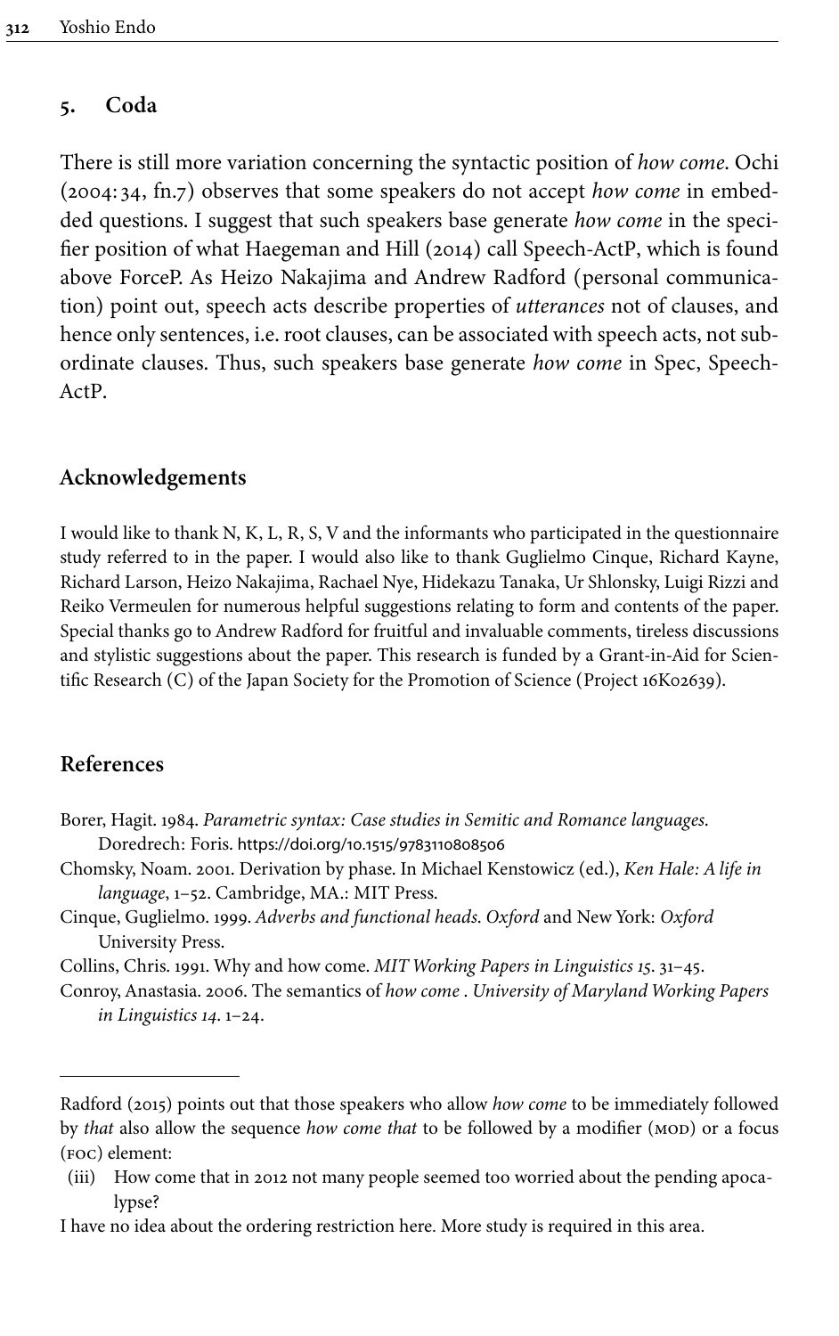## 5. Coda

There is still more variation concerning the syntactic position of *how come*. Ochi (2004: 34, fn.7) observes that some speakers do not accept *how come* in embedded questions. I suggest that such speakers base generate *how come* in the specifier position of what Haegeman and Hill (2014) call Speech-ActP, which is found above ForceP. As Heizo Nakajima and Andrew Radford (personal communication) point out, speech acts describe properties of *utterances* not of clauses, and hence only sentences, i.e. root clauses, can be associated with speech acts, not subordinate clauses. Thus, such speakers base generate *how come* in Spec, Speech-ActP.

## Acknowledgements

I would like to thank N, K, L, R, S, V and the informants who participated in the questionnaire study referred to in the paper. I would also like to thank Guglielmo Cinque, Richard Kayne, Richard Larson, Heizo Nakajima, Rachael Nye, Hidekazu Tanaka, Ur Shlonsky, Luigi Rizzi and Reiko Vermeulen for numerous helpful suggestions relating to form and contents of the paper. Special thanks go to Andrew Radford for fruitful and invaluable comments, tireless discussions and stylistic suggestions about the paper. This research is funded by a Grant-in-Aid for Scientific Research (C) of the Japan Society for the Promotion of Science (Project 16K02639).

## References

Borer, Hagit. 1984. *Parametric syntax: Case studies in Semitic and Romance languages*. Doredrech: Foris. https://doi.org/10.1515/9783110808506

Chomsky, Noam. 2001. Derivation by phase. In Michael Kenstowicz (ed.), *Ken Hale: A life in language*, 1–52. Cambridge, MA.: MIT Press.

Cinque, Guglielmo. 1999. *Adverbs and functional heads. Oxford* and New York: *Oxford* University Press.

Collins, Chris. 1991. Why and how come. *MIT Working Papers in Linguistics 15*. 31–45.

Conroy, Anastasia. 2006. The semantics of *how come* . *University of Maryland Working Papers in Linguistics 14*. 1–24.

---

Radford (2015) points out that those speakers who allow *how come* to be immediately followed by *that* also allow the sequence *how come that* to be followed by a modifier (MOD) or a focus (FOC) element:

(iii) How come that in 2012 not many people seemed too worried about the pending apocalypse?

I have no idea about the ordering restriction here. More study is required in this area.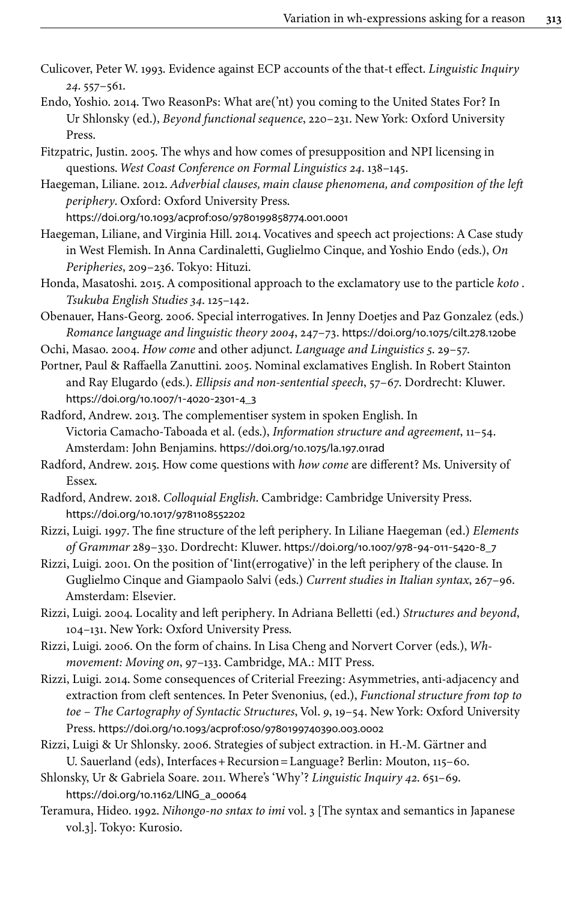Culicover, Peter W. 1993. Evidence against ECP accounts of the that-t effect. *Linguistic Inquiry 24*. 557–561.

Endo, Yoshio. 2014. Two ReasonPs: What are('nt) you coming to the United States For? In Ur Shlonsky (ed.), *Beyond functional sequence*, 220–231. New York: Oxford University Press.

Fitzpatric, Justin. 2005. The whys and how comes of presupposition and NPI licensing in questions. *West Coast Conference on Formal Linguistics 24*. 138–145.

Haegeman, Liliane. 2012. *Adverbial clauses, main clause phenomena, and composition of the left periphery*. Oxford: Oxford University Press. https://doi.org/10.1093/acprof:oso/9780199858774.001.0001

Haegeman, Liliane, and Virginia Hill. 2014. Vocatives and speech act projections: A Case study in West Flemish. In Anna Cardinaletti, Guglielmo Cinque, and Yoshio Endo (eds.), *On Peripheries*, 209–236. Tokyo: Hituzi.

Honda, Masatoshi. 2015. A compositional approach to the exclamatory use to the particle *koto* . *Tsukuba English Studies 34*. 125–142.

Obenauer, Hans-Georg. 2006. Special interrogatives. In Jenny Doetjes and Paz Gonzalez (eds.) *Romance language and linguistic theory 2004*, 247–73. https://doi.org/10.1075/cilt.278.12obe

Ochi, Masao. 2004. *How come* and other adjunct. *Language and Linguistics 5*. 29–57.

Portner, Paul & Raffaella Zanuttini. 2005. Nominal exclamatives English. In Robert Stainton and Ray Elugardo (eds.). *Ellipsis and non-sentential speech*, 57–67. Dordrecht: Kluwer. https://doi.org/10.1007/1-4020-2301-4_3

Radford, Andrew. 2013. The complementiser system in spoken English. In Victoria Camacho-Taboada et al. (eds.), *Information structure and agreement*, 11–54. Amsterdam: John Benjamins. https://doi.org/10.1075/la.197.01rad

Radford, Andrew. 2015. How come questions with *how come* are different? Ms. University of Essex.

Radford, Andrew. 2018. *Colloquial English*. Cambridge: Cambridge University Press. https://doi.org/10.1017/9781108552202

Rizzi, Luigi. 1997. The fine structure of the left periphery. In Liliane Haegeman (ed.) *Elements of Grammar* 289–330. Dordrecht: Kluwer. https://doi.org/10.1007/978-94-011-5420-8_7

Rizzi, Luigi. 2001. On the position of 'Iint(errogative)' in the left periphery of the clause. In Guglielmo Cinque and Giampaolo Salvi (eds.) *Current studies in Italian syntax*, 267–96. Amsterdam: Elsevier.

Rizzi, Luigi. 2004. Locality and left periphery. In Adriana Belletti (ed.) *Structures and beyond*, 104–131. New York: Oxford University Press.

Rizzi, Luigi. 2006. On the form of chains. In Lisa Cheng and Norvert Corver (eds.), *Wh-movement: Moving on*, 97–133. Cambridge, MA.: MIT Press.

Rizzi, Luigi. 2014. Some consequences of Criterial Freezing: Asymmetries, anti-adjacency and extraction from cleft sentences. In Peter Svenonius, (ed.), *Functional structure from top to toe – The Cartography of Syntactic Structures*, Vol. 9, 19–54. New York: Oxford University Press. https://doi.org/10.1093/acprof:oso/9780199740390.003.0002

Rizzi, Luigi & Ur Shlonsky. 2006. Strategies of subject extraction. in H.-M. Gärtner and U. Sauerland (eds), Interfaces + Recursion = Language? Berlin: Mouton, 115–60.

Shlonsky, Ur & Gabriela Soare. 2011. Where's 'Why'? *Linguistic Inquiry 42*. 651–69. https://doi.org/10.1162/LING_a_00064

Teramura, Hideo. 1992. *Nihongo-no sntax to imi* vol. 3 [The syntax and semantics in Japanese vol.3]. Tokyo: Kurosio.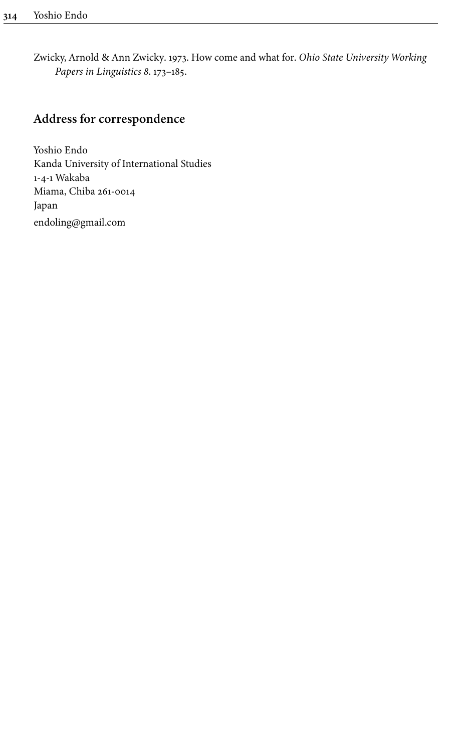Zwicky, Arnold & Ann Zwicky. 1973. How come and what for. *Ohio State University Working Papers in Linguistics 8*. 173–185.

## Address for correspondence

Yoshio Endo
Kanda University of International Studies
1-4-1 Wakaba
Miama, Chiba 261-0014
Japan
endoling@gmail.com